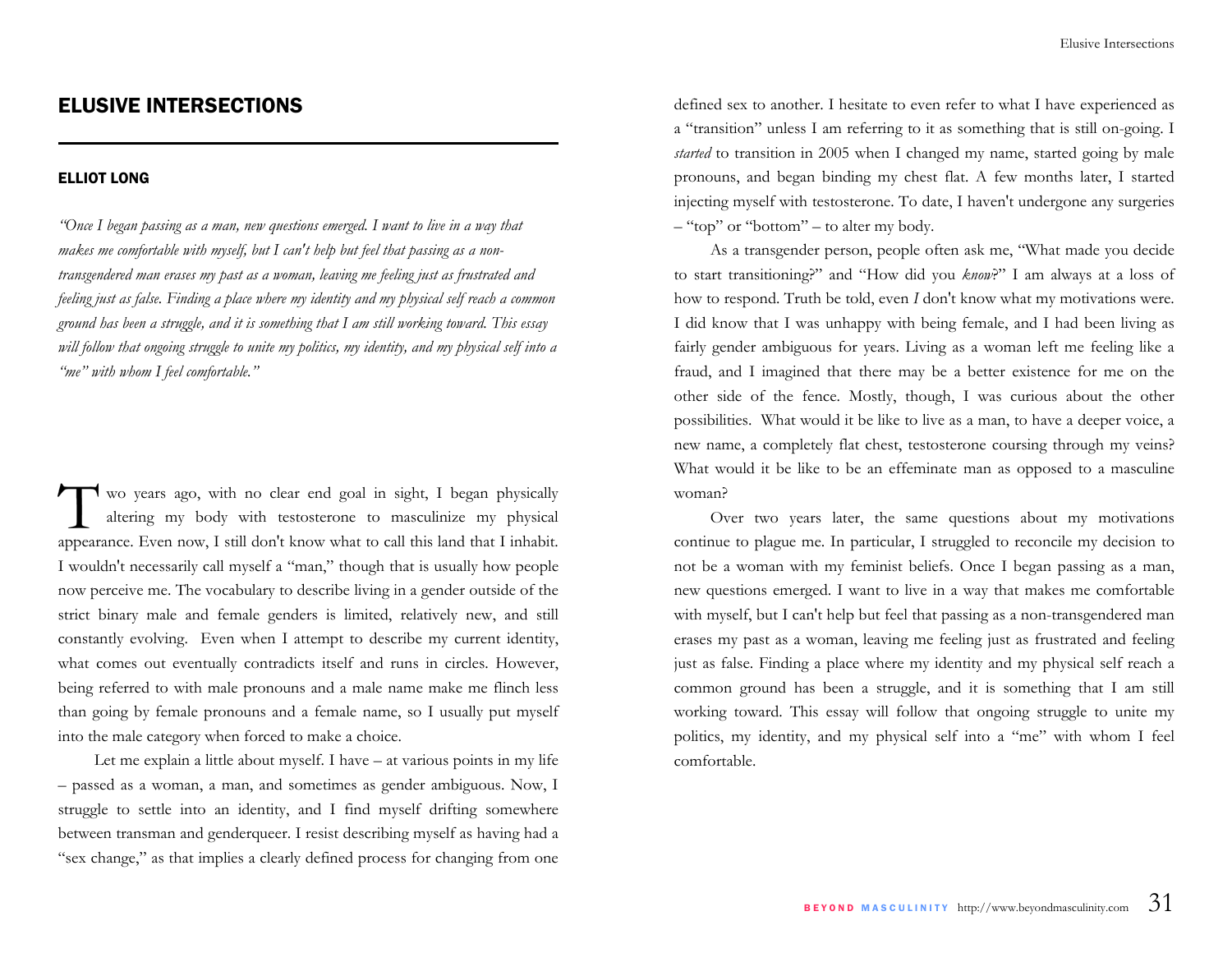# ELUSIVE INTERSECTIONS

## ELLIOT LONG

*"Once I began passing as a man, new questions emerged. I want to live in a way that makes me comfortable with myself, but I can't help but feel that passing as a non-transgendered man erases my past as a woman, leaving me feeling just as frustrated and feeling just as false. Finding a place where my identity and my physical self reach a common ground has been a struggle, and it is something that I am still working toward. This essay will follow that ongoing struggle to unite my politics, my identity, and my physical self into a "me" with whom I feel comfortable."*

Two years ago, with no clear end goal in sight, I began physically altering my body with testosterone to masculinize my physical appearance. Even now, I still don't know what to call this land that I inhabit. I wouldn't necessarily call myself a "man," though that is usually how people now perceive me. The vocabulary to describe living in a gender outside of the strict binary male and female genders is limited, relatively new, and still constantly evolving. Even when I attempt to describe my current identity, what comes out eventually contradicts itself and runs in circles. However, being referred to with male pronouns and a male name make me flinch less than going by female pronouns and a female name, so I usually put myself into the male category when forced to make a choice.

Let me explain a little about myself. I have – at various points in my life – passed as a woman, a man, and sometimes as gender ambiguous. Now, I struggle to settle into an identity, and I find myself drifting somewhere between transman and genderqueer. I resist describing myself as having had a "sex change," as that implies a clearly defined process for changing from one defined sex to another. I hesitate to even refer to what I have experienced as a "transition" unless I am referring to it as something that is still on-going. I *started* to transition in 2005 when I changed my name, started going by male pronouns, and began binding my chest flat. A few months later, I started injecting myself with testosterone. To date, I haven't undergone any surgeries – "top" or "bottom" – to alter my body.

As a transgender person, people often ask me, "What made you decide to start transitioning?" and "How did you *know*?" I am always at a loss of how to respond. Truth be told, even *I* don't know what my motivations were. I did know that I was unhappy with being female, and I had been living as fairly gender ambiguous for years. Living as a woman left me feeling like a fraud, and I imagined that there may be a better existence for me on the other side of the fence. Mostly, though, I was curious about the other possibilities. What would it be like to live as a man, to have a deeper voice, a new name, a completely flat chest, testosterone coursing through my veins? What would it be like to be an effeminate man as opposed to a masculine woman?

Over two years later, the same questions about my motivations continue to plague me. In particular, I struggled to reconcile my decision to not be a woman with my feminist beliefs. Once I began passing as a man, new questions emerged. I want to live in a way that makes me comfortable with myself, but I can't help but feel that passing as a non-transgendered man erases my past as a woman, leaving me feeling just as frustrated and feeling just as false. Finding a place where my identity and my physical self reach a common ground has been a struggle, and it is something that I am still working toward. This essay will follow that ongoing struggle to unite my politics, my identity, and my physical self into a "me" with whom I feel comfortable.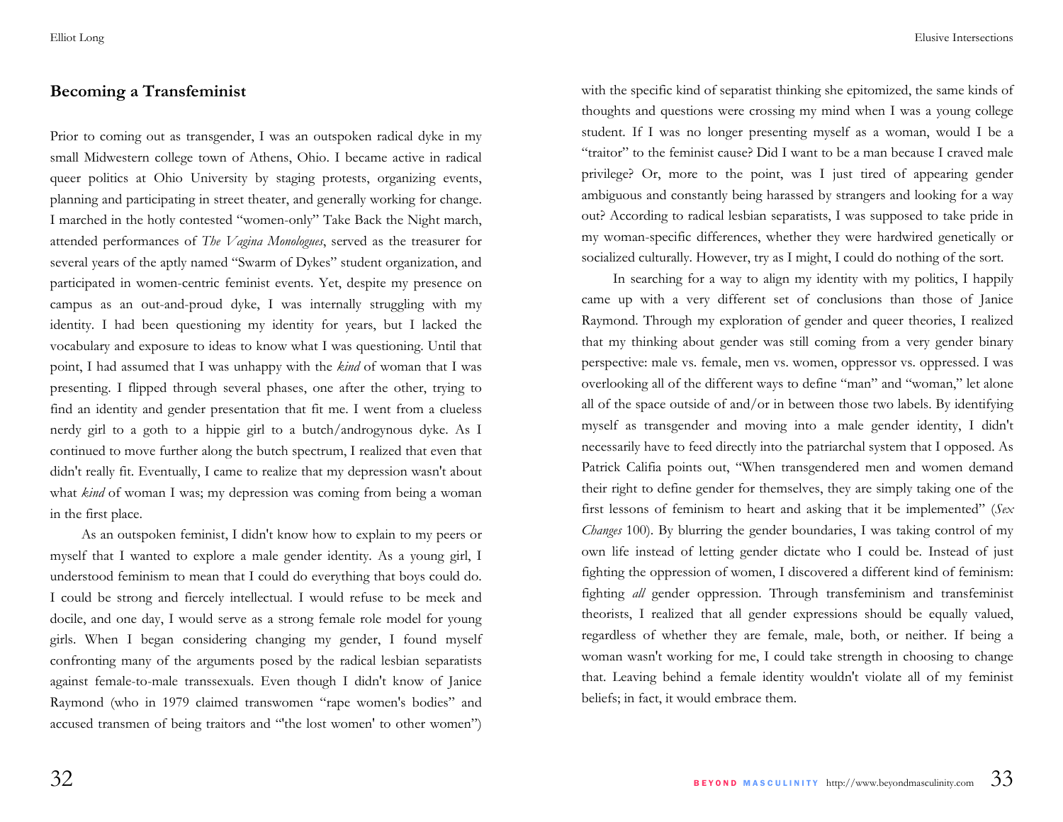## Becoming a Transfeminist

Prior to coming out as transgender, I was an outspoken radical dyke in my small Midwestern college town of Athens, Ohio. I became active in radical queer politics at Ohio University by staging protests, organizing events, planning and participating in street theater, and generally working for change. I marched in the hotly contested "women-only" Take Back the Night march, attended performances of *The Vagina Monologues*, served as the treasurer for several years of the aptly named "Swarm of Dykes" student organization, and participated in women-centric feminist events. Yet, despite my presence on campus as an out-and-proud dyke, I was internally struggling with my identity. I had been questioning my identity for years, but I lacked the vocabulary and exposure to ideas to know what I was questioning. Until that point, I had assumed that I was unhappy with the *kind* of woman that I was presenting. I flipped through several phases, one after the other, trying to find an identity and gender presentation that fit me. I went from a clueless nerdy girl to a goth to a hippie girl to a butch/androgynous dyke. As I continued to move further along the butch spectrum, I realized that even that didn't really fit. Eventually, I came to realize that my depression wasn't about what *kind* of woman I was; my depression was coming from being a woman in the first place.

As an outspoken feminist, I didn't know how to explain to my peers or myself that I wanted to explore a male gender identity. As a young girl, I understood feminism to mean that I could do everything that boys could do. I could be strong and fiercely intellectual. I would refuse to be meek and docile, and one day, I would serve as a strong female role model for young girls. When I began considering changing my gender, I found myself confronting many of the arguments posed by the radical lesbian separatists against female-to-male transsexuals. Even though I didn't know of Janice Raymond (who in 1979 claimed transwomen "rape women's bodies" and accused transmen of being traitors and "'the lost women' to other women") with the specific kind of separatist thinking she epitomized, the same kinds of thoughts and questions were crossing my mind when I was a young college student. If I was no longer presenting myself as a woman, would I be a "traitor" to the feminist cause? Did I want to be a man because I craved male privilege? Or, more to the point, was I just tired of appearing gender ambiguous and constantly being harassed by strangers and looking for a way out? According to radical lesbian separatists, I was supposed to take pride in my woman-specific differences, whether they were hardwired genetically or socialized culturally. However, try as I might, I could do nothing of the sort.

In searching for a way to align my identity with my politics, I happily came up with a very different set of conclusions than those of Janice Raymond. Through my exploration of gender and queer theories, I realized that my thinking about gender was still coming from a very gender binary perspective: male vs. female, men vs. women, oppressor vs. oppressed. I was overlooking all of the different ways to define "man" and "woman," let alone all of the space outside of and/or in between those two labels. By identifying myself as transgender and moving into a male gender identity, I didn't necessarily have to feed directly into the patriarchal system that I opposed. As Patrick Califia points out, "When transgendered men and women demand their right to define gender for themselves, they are simply taking one of the first lessons of feminism to heart and asking that it be implemented" (*Sex Changes* 100). By blurring the gender boundaries, I was taking control of my own life instead of letting gender dictate who I could be. Instead of just fighting the oppression of women, I discovered a different kind of feminism: fighting *all* gender oppression. Through transfeminism and transfeminist theorists, I realized that all gender expressions should be equally valued, regardless of whether they are female, male, both, or neither. If being a woman wasn't working for me, I could take strength in choosing to change that. Leaving behind a female identity wouldn't violate all of my feminist beliefs; in fact, it would embrace them.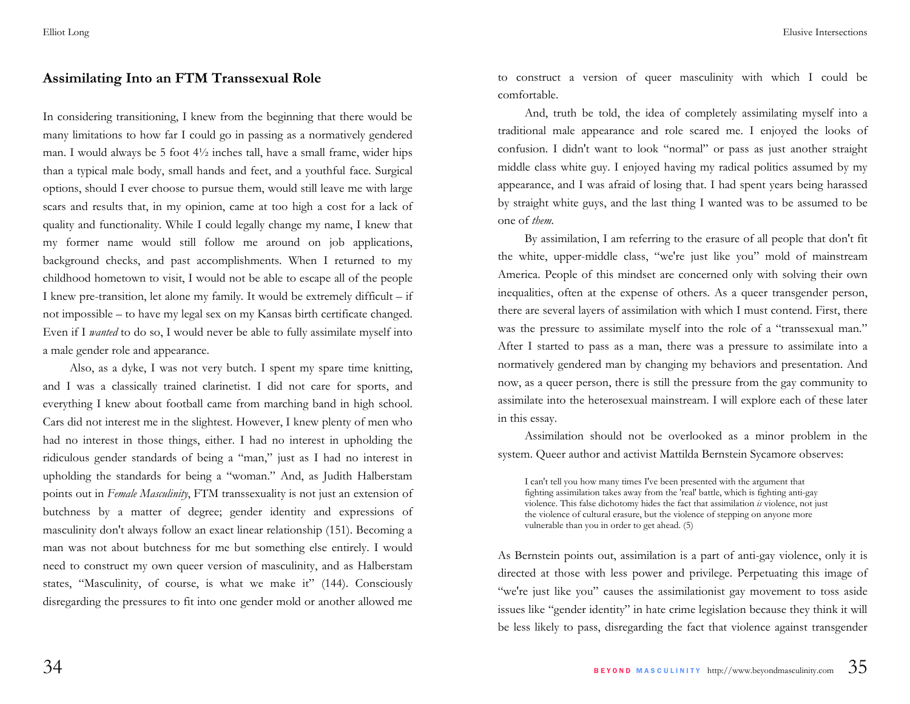## Assimilating Into an FTM Transsexual Role

In considering transitioning, I knew from the beginning that there would be many limitations to how far I could go in passing as a normatively gendered man. I would always be 5 foot 4½ inches tall, have a small frame, wider hips than a typical male body, small hands and feet, and a youthful face. Surgical options, should I ever choose to pursue them, would still leave me with large scars and results that, in my opinion, came at too high a cost for a lack of quality and functionality. While I could legally change my name, I knew that my former name would still follow me around on job applications, background checks, and past accomplishments. When I returned to my childhood hometown to visit, I would not be able to escape all of the people I knew pre-transition, let alone my family. It would be extremely difficult – if not impossible – to have my legal sex on my Kansas birth certificate changed. Even if I *wanted* to do so, I would never be able to fully assimilate myself into a male gender role and appearance.

Also, as a dyke, I was not very butch. I spent my spare time knitting, and I was a classically trained clarinetist. I did not care for sports, and everything I knew about football came from marching band in high school. Cars did not interest me in the slightest. However, I knew plenty of men who had no interest in those things, either. I had no interest in upholding the ridiculous gender standards of being a "man," just as I had no interest in upholding the standards for being a "woman." And, as Judith Halberstam points out in *Female Masculinity*, FTM transsexuality is not just an extension of butchness by a matter of degree; gender identity and expressions of masculinity don't always follow an exact linear relationship (151). Becoming a man was not about butchness for me but something else entirely. I would need to construct my own queer version of masculinity, and as Halberstam states, "Masculinity, of course, is what we make it" (144). Consciously disregarding the pressures to fit into one gender mold or another allowed me to construct a version of queer masculinity with which I could be comfortable.

And, truth be told, the idea of completely assimilating myself into a traditional male appearance and role scared me. I enjoyed the looks of confusion. I didn't want to look "normal" or pass as just another straight middle class white guy. I enjoyed having my radical politics assumed by my appearance, and I was afraid of losing that. I had spent years being harassed by straight white guys, and the last thing I wanted was to be assumed to be one of *them*.

By assimilation, I am referring to the erasure of all people that don't fit the white, upper-middle class, "we're just like you" mold of mainstream America. People of this mindset are concerned only with solving their own inequalities, often at the expense of others. As a queer transgender person, there are several layers of assimilation with which I must contend. First, there was the pressure to assimilate myself into the role of a "transsexual man." After I started to pass as a man, there was a pressure to assimilate into a normatively gendered man by changing my behaviors and presentation. And now, as a queer person, there is still the pressure from the gay community to assimilate into the heterosexual mainstream. I will explore each of these later in this essay.

Assimilation should not be overlooked as a minor problem in the system. Queer author and activist Mattilda Bernstein Sycamore observes:

> I can't tell you how many times I've been presented with the argument that fighting assimilation takes away from the 'real' battle, which is fighting anti-gay violence. This false dichotomy hides the fact that assimilation *is* violence, not just the violence of cultural erasure, but the violence of stepping on anyone more vulnerable than you in order to get ahead. (5)

As Bernstein points out, assimilation is a part of anti-gay violence, only it is directed at those with less power and privilege. Perpetuating this image of "we're just like you" causes the assimilationist gay movement to toss aside issues like "gender identity" in hate crime legislation because they think it will be less likely to pass, disregarding the fact that violence against transgender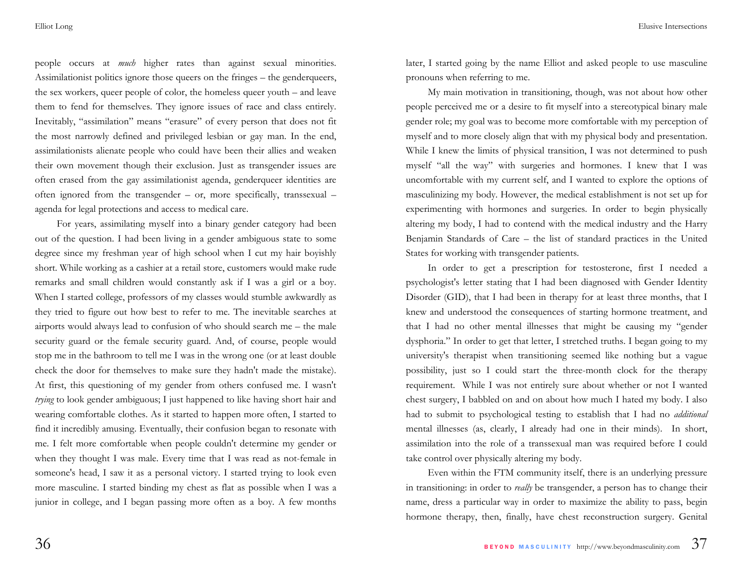people occurs at *much* higher rates than against sexual minorities. Assimilationist politics ignore those queers on the fringes – the genderqueers, the sex workers, queer people of color, the homeless queer youth – and leave them to fend for themselves. They ignore issues of race and class entirely. Inevitably, "assimilation" means "erasure" of every person that does not fit the most narrowly defined and privileged lesbian or gay man. In the end, assimilationists alienate people who could have been their allies and weaken their own movement though their exclusion. Just as transgender issues are often erased from the gay assimilationist agenda, genderqueer identities are often ignored from the transgender – or, more specifically, transsexual – agenda for legal protections and access to medical care.

For years, assimilating myself into a binary gender category had been out of the question. I had been living in a gender ambiguous state to some degree since my freshman year of high school when I cut my hair boyishly short. While working as a cashier at a retail store, customers would make rude remarks and small children would constantly ask if I was a girl or a boy. When I started college, professors of my classes would stumble awkwardly as they tried to figure out how best to refer to me. The inevitable searches at airports would always lead to confusion of who should search me – the male security guard or the female security guard. And, of course, people would stop me in the bathroom to tell me I was in the wrong one (or at least double check the door for themselves to make sure they hadn't made the mistake). At first, this questioning of my gender from others confused me. I wasn't *trying* to look gender ambiguous; I just happened to like having short hair and wearing comfortable clothes. As it started to happen more often, I started to find it incredibly amusing. Eventually, their confusion began to resonate with me. I felt more comfortable when people couldn't determine my gender or when they thought I was male. Every time that I was read as not-female in someone's head, I saw it as a personal victory. I started trying to look even more masculine. I started binding my chest as flat as possible when I was a junior in college, and I began passing more often as a boy. A few months later, I started going by the name Elliot and asked people to use masculine pronouns when referring to me.

My main motivation in transitioning, though, was not about how other people perceived me or a desire to fit myself into a stereotypical binary male gender role; my goal was to become more comfortable with my perception of myself and to more closely align that with my physical body and presentation. While I knew the limits of physical transition, I was not determined to push myself "all the way" with surgeries and hormones. I knew that I was uncomfortable with my current self, and I wanted to explore the options of masculinizing my body. However, the medical establishment is not set up for experimenting with hormones and surgeries. In order to begin physically altering my body, I had to contend with the medical industry and the Harry Benjamin Standards of Care – the list of standard practices in the United States for working with transgender patients.

In order to get a prescription for testosterone, first I needed a psychologist's letter stating that I had been diagnosed with Gender Identity Disorder (GID), that I had been in therapy for at least three months, that I knew and understood the consequences of starting hormone treatment, and that I had no other mental illnesses that might be causing my "gender dysphoria." In order to get that letter, I stretched truths. I began going to my university's therapist when transitioning seemed like nothing but a vague possibility, just so I could start the three-month clock for the therapy requirement. While I was not entirely sure about whether or not I wanted chest surgery, I babbled on and on about how much I hated my body. I also had to submit to psychological testing to establish that I had no *additional* mental illnesses (as, clearly, I already had one in their minds). In short, assimilation into the role of a transsexual man was required before I could take control over physically altering my body.

Even within the FTM community itself, there is an underlying pressure in transitioning: in order to *really* be transgender, a person has to change their name, dress a particular way in order to maximize the ability to pass, begin hormone therapy, then, finally, have chest reconstruction surgery. Genital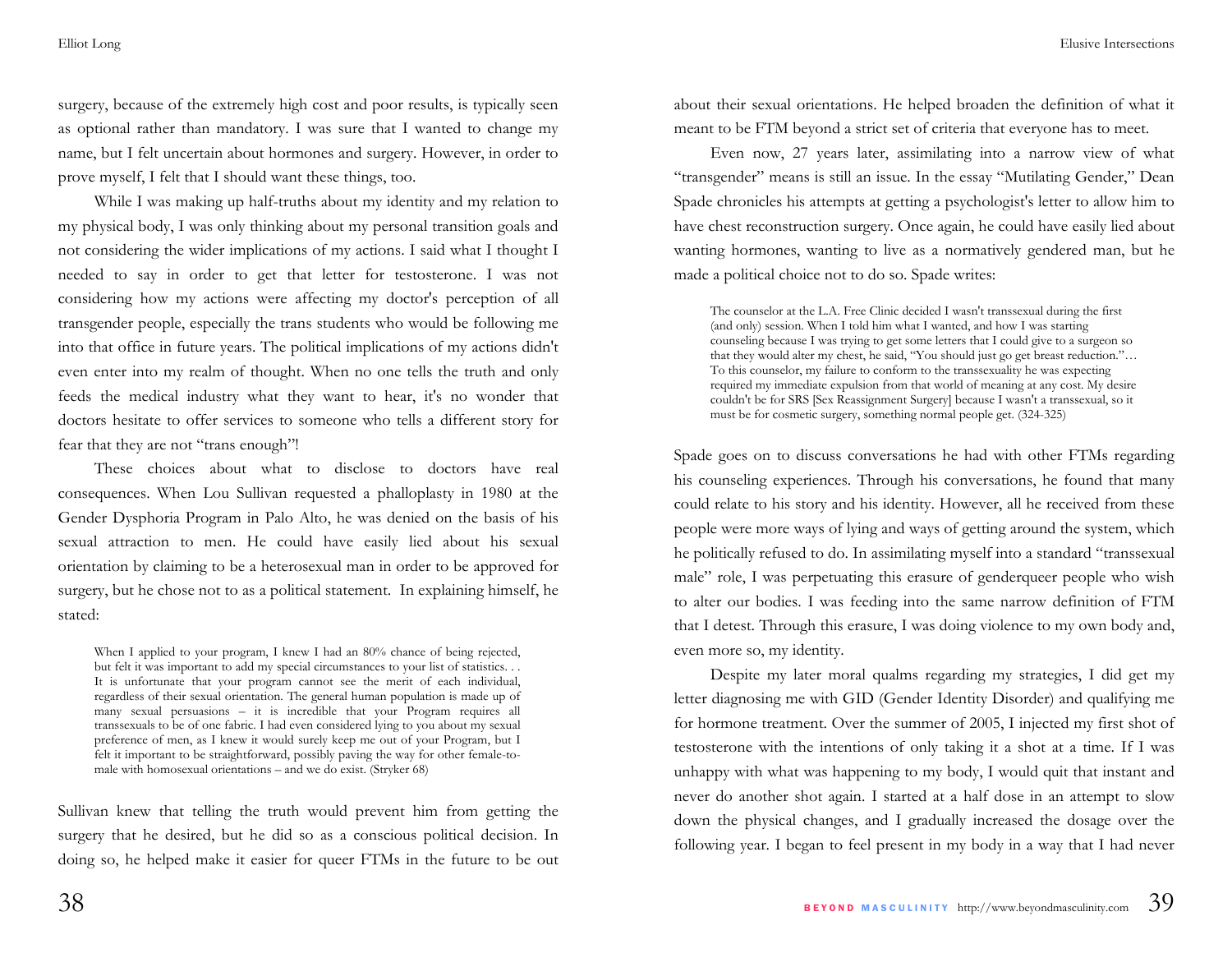surgery, because of the extremely high cost and poor results, is typically seen as optional rather than mandatory. I was sure that I wanted to change my name, but I felt uncertain about hormones and surgery. However, in order to prove myself, I felt that I should want these things, too.

While I was making up half-truths about my identity and my relation to my physical body, I was only thinking about my personal transition goals and not considering the wider implications of my actions. I said what I thought I needed to say in order to get that letter for testosterone. I was not considering how my actions were affecting my doctor's perception of all transgender people, especially the trans students who would be following me into that office in future years. The political implications of my actions didn't even enter into my realm of thought. When no one tells the truth and only feeds the medical industry what they want to hear, it's no wonder that doctors hesitate to offer services to someone who tells a different story for fear that they are not "trans enough"!

These choices about what to disclose to doctors have real consequences. When Lou Sullivan requested a phalloplasty in 1980 at the Gender Dysphoria Program in Palo Alto, he was denied on the basis of his sexual attraction to men. He could have easily lied about his sexual orientation by claiming to be a heterosexual man in order to be approved for surgery, but he chose not to as a political statement. In explaining himself, he stated:

> When I applied to your program, I knew I had an 80% chance of being rejected, but felt it was important to add my special circumstances to your list of statistics. . . It is unfortunate that your program cannot see the merit of each individual, regardless of their sexual orientation. The general human population is made up of many sexual persuasions – it is incredible that your Program requires all transsexuals to be of one fabric. I had even considered lying to you about my sexual preference of men, as I knew it would surely keep me out of your Program, but I felt it important to be straightforward, possibly paving the way for other female-to-male with homosexual orientations – and we do exist. (Stryker 68)

Sullivan knew that telling the truth would prevent him from getting the surgery that he desired, but he did so as a conscious political decision. In doing so, he helped make it easier for queer FTMs in the future to be out about their sexual orientations. He helped broaden the definition of what it meant to be FTM beyond a strict set of criteria that everyone has to meet.

Even now, 27 years later, assimilating into a narrow view of what "transgender" means is still an issue. In the essay "Mutilating Gender," Dean Spade chronicles his attempts at getting a psychologist's letter to allow him to have chest reconstruction surgery. Once again, he could have easily lied about wanting hormones, wanting to live as a normatively gendered man, but he made a political choice not to do so. Spade writes:

> The counselor at the L.A. Free Clinic decided I wasn't transsexual during the first (and only) session. When I told him what I wanted, and how I was starting counseling because I was trying to get some letters that I could give to a surgeon so that they would alter my chest, he said, "You should just go get breast reduction."… To this counselor, my failure to conform to the transsexuality he was expecting required my immediate expulsion from that world of meaning at any cost. My desire couldn't be for SRS [Sex Reassignment Surgery] because I wasn't a transsexual, so it must be for cosmetic surgery, something normal people get. (324-325)

Spade goes on to discuss conversations he had with other FTMs regarding his counseling experiences. Through his conversations, he found that many could relate to his story and his identity. However, all he received from these people were more ways of lying and ways of getting around the system, which he politically refused to do. In assimilating myself into a standard "transsexual male" role, I was perpetuating this erasure of genderqueer people who wish to alter our bodies. I was feeding into the same narrow definition of FTM that I detest. Through this erasure, I was doing violence to my own body and, even more so, my identity.

Despite my later moral qualms regarding my strategies, I did get my letter diagnosing me with GID (Gender Identity Disorder) and qualifying me for hormone treatment. Over the summer of 2005, I injected my first shot of testosterone with the intentions of only taking it a shot at a time. If I was unhappy with what was happening to my body, I would quit that instant and never do another shot again. I started at a half dose in an attempt to slow down the physical changes, and I gradually increased the dosage over the following year. I began to feel present in my body in a way that I had never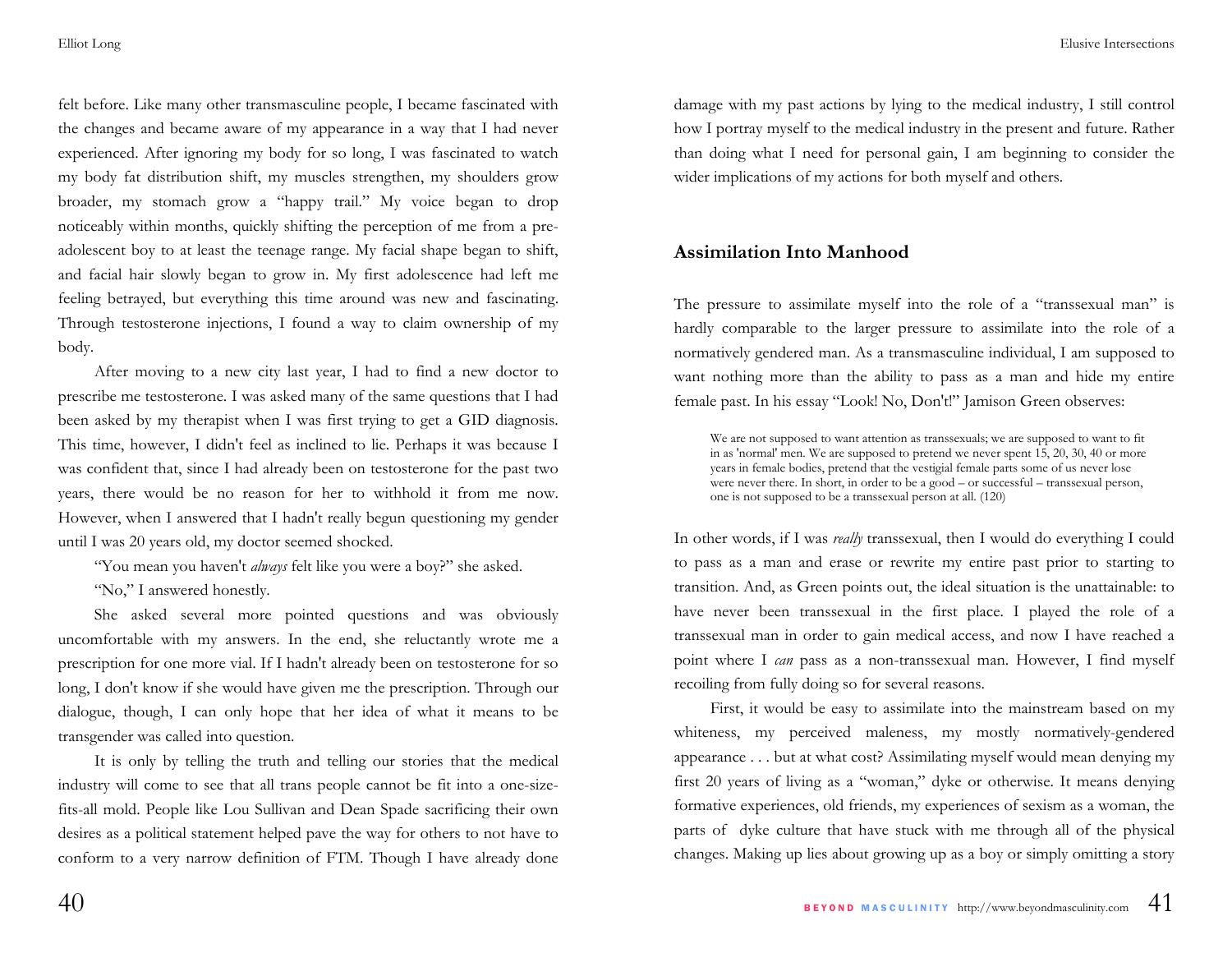felt before. Like many other transmasculine people, I became fascinated with the changes and became aware of my appearance in a way that I had never experienced. After ignoring my body for so long, I was fascinated to watch my body fat distribution shift, my muscles strengthen, my shoulders grow broader, my stomach grow a "happy trail." My voice began to drop noticeably within months, quickly shifting the perception of me from a pre-adolescent boy to at least the teenage range. My facial shape began to shift, and facial hair slowly began to grow in. My first adolescence had left me feeling betrayed, but everything this time around was new and fascinating. Through testosterone injections, I found a way to claim ownership of my body.

After moving to a new city last year, I had to find a new doctor to prescribe me testosterone. I was asked many of the same questions that I had been asked by my therapist when I was first trying to get a GID diagnosis. This time, however, I didn't feel as inclined to lie. Perhaps it was because I was confident that, since I had already been on testosterone for the past two years, there would be no reason for her to withhold it from me now. However, when I answered that I hadn't really begun questioning my gender until I was 20 years old, my doctor seemed shocked.

"You mean you haven't *always* felt like you were a boy?" she asked.

"No," I answered honestly.

She asked several more pointed questions and was obviously uncomfortable with my answers. In the end, she reluctantly wrote me a prescription for one more vial. If I hadn't already been on testosterone for so long, I don't know if she would have given me the prescription. Through our dialogue, though, I can only hope that her idea of what it means to be transgender was called into question.

It is only by telling the truth and telling our stories that the medical industry will come to see that all trans people cannot be fit into a one-size-fits-all mold. People like Lou Sullivan and Dean Spade sacrificing their own desires as a political statement helped pave the way for others to not have to conform to a very narrow definition of FTM. Though I have already done damage with my past actions by lying to the medical industry, I still control how I portray myself to the medical industry in the present and future. Rather than doing what I need for personal gain, I am beginning to consider the wider implications of my actions for both myself and others.

## Assimilation Into Manhood

The pressure to assimilate myself into the role of a "transsexual man" is hardly comparable to the larger pressure to assimilate into the role of a normatively gendered man. As a transmasculine individual, I am supposed to want nothing more than the ability to pass as a man and hide my entire female past. In his essay "Look! No, Don't!" Jamison Green observes:

> We are not supposed to want attention as transsexuals; we are supposed to want to fit in as 'normal' men. We are supposed to pretend we never spent 15, 20, 30, 40 or more years in female bodies, pretend that the vestigial female parts some of us never lose were never there. In short, in order to be a good – or successful – transsexual person, one is not supposed to be a transsexual person at all. (120)

In other words, if I was *really* transsexual, then I would do everything I could to pass as a man and erase or rewrite my entire past prior to starting to transition. And, as Green points out, the ideal situation is the unattainable: to have never been transsexual in the first place. I played the role of a transsexual man in order to gain medical access, and now I have reached a point where I *can* pass as a non-transsexual man. However, I find myself recoiling from fully doing so for several reasons.

First, it would be easy to assimilate into the mainstream based on my whiteness, my perceived maleness, my mostly normatively-gendered appearance . . . but at what cost? Assimilating myself would mean denying my first 20 years of living as a "woman," dyke or otherwise. It means denying formative experiences, old friends, my experiences of sexism as a woman, the parts of dyke culture that have stuck with me through all of the physical changes. Making up lies about growing up as a boy or simply omitting a story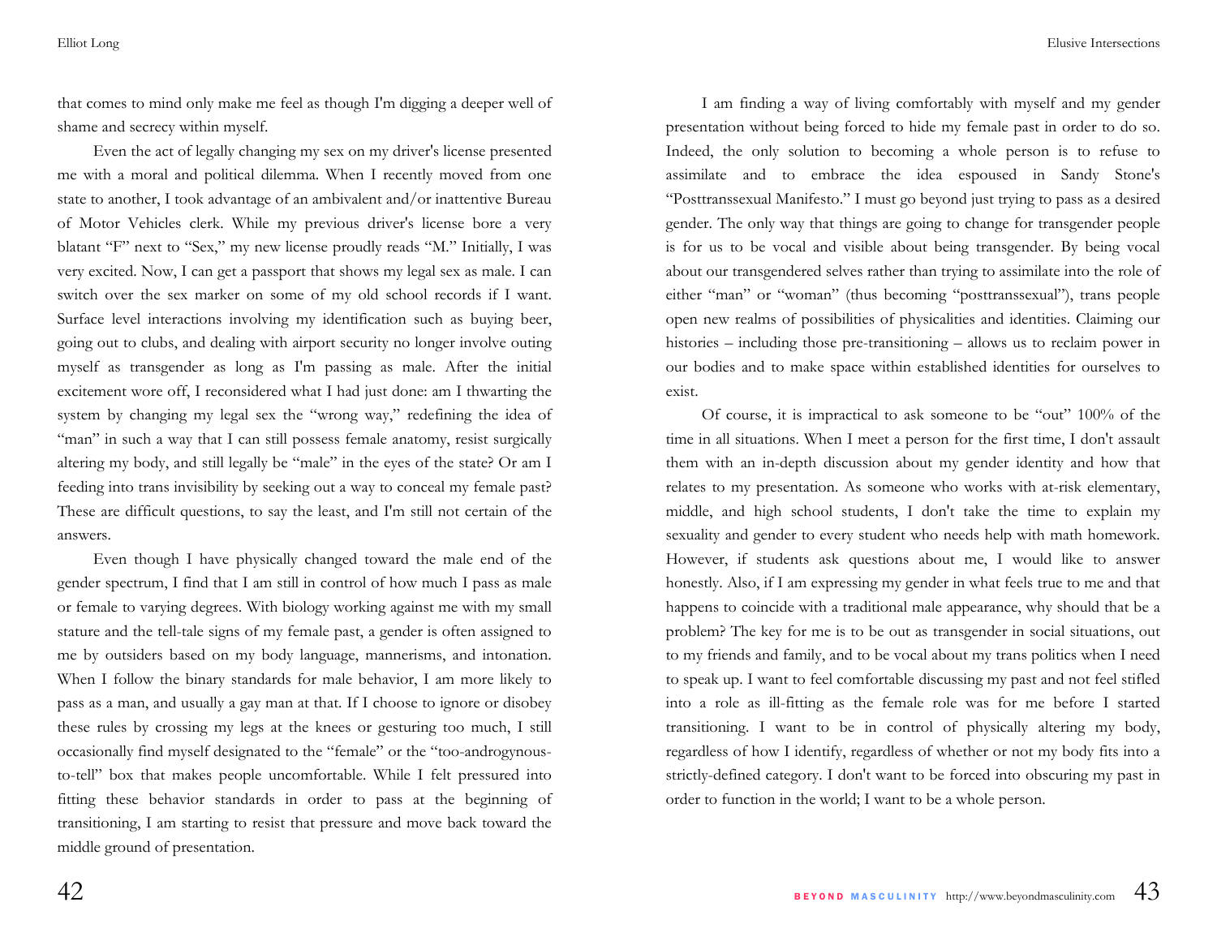that comes to mind only make me feel as though I'm digging a deeper well of shame and secrecy within myself.

Even the act of legally changing my sex on my driver's license presented me with a moral and political dilemma. When I recently moved from one state to another, I took advantage of an ambivalent and/or inattentive Bureau of Motor Vehicles clerk. While my previous driver's license bore a very blatant "F" next to "Sex," my new license proudly reads "M." Initially, I was very excited. Now, I can get a passport that shows my legal sex as male. I can switch over the sex marker on some of my old school records if I want. Surface level interactions involving my identification such as buying beer, going out to clubs, and dealing with airport security no longer involve outing myself as transgender as long as I'm passing as male. After the initial excitement wore off, I reconsidered what I had just done: am I thwarting the system by changing my legal sex the "wrong way," redefining the idea of "man" in such a way that I can still possess female anatomy, resist surgically altering my body, and still legally be "male" in the eyes of the state? Or am I feeding into trans invisibility by seeking out a way to conceal my female past? These are difficult questions, to say the least, and I'm still not certain of the answers.

Even though I have physically changed toward the male end of the gender spectrum, I find that I am still in control of how much I pass as male or female to varying degrees. With biology working against me with my small stature and the tell-tale signs of my female past, a gender is often assigned to me by outsiders based on my body language, mannerisms, and intonation. When I follow the binary standards for male behavior, I am more likely to pass as a man, and usually a gay man at that. If I choose to ignore or disobey these rules by crossing my legs at the knees or gesturing too much, I still occasionally find myself designated to the "female" or the "too-androgynous-to-tell" box that makes people uncomfortable. While I felt pressured into fitting these behavior standards in order to pass at the beginning of transitioning, I am starting to resist that pressure and move back toward the middle ground of presentation.

I am finding a way of living comfortably with myself and my gender presentation without being forced to hide my female past in order to do so. Indeed, the only solution to becoming a whole person is to refuse to assimilate and to embrace the idea espoused in Sandy Stone's "Posttranssexual Manifesto." I must go beyond just trying to pass as a desired gender. The only way that things are going to change for transgender people is for us to be vocal and visible about being transgender. By being vocal about our transgendered selves rather than trying to assimilate into the role of either "man" or "woman" (thus becoming "posttranssexual"), trans people open new realms of possibilities of physicalities and identities. Claiming our histories – including those pre-transitioning – allows us to reclaim power in our bodies and to make space within established identities for ourselves to exist.

Of course, it is impractical to ask someone to be "out" 100% of the time in all situations. When I meet a person for the first time, I don't assault them with an in-depth discussion about my gender identity and how that relates to my presentation. As someone who works with at-risk elementary, middle, and high school students, I don't take the time to explain my sexuality and gender to every student who needs help with math homework. However, if students ask questions about me, I would like to answer honestly. Also, if I am expressing my gender in what feels true to me and that happens to coincide with a traditional male appearance, why should that be a problem? The key for me is to be out as transgender in social situations, out to my friends and family, and to be vocal about my trans politics when I need to speak up. I want to feel comfortable discussing my past and not feel stifled into a role as ill-fitting as the female role was for me before I started transitioning. I want to be in control of physically altering my body, regardless of how I identify, regardless of whether or not my body fits into a strictly-defined category. I don't want to be forced into obscuring my past in order to function in the world; I want to be a whole person.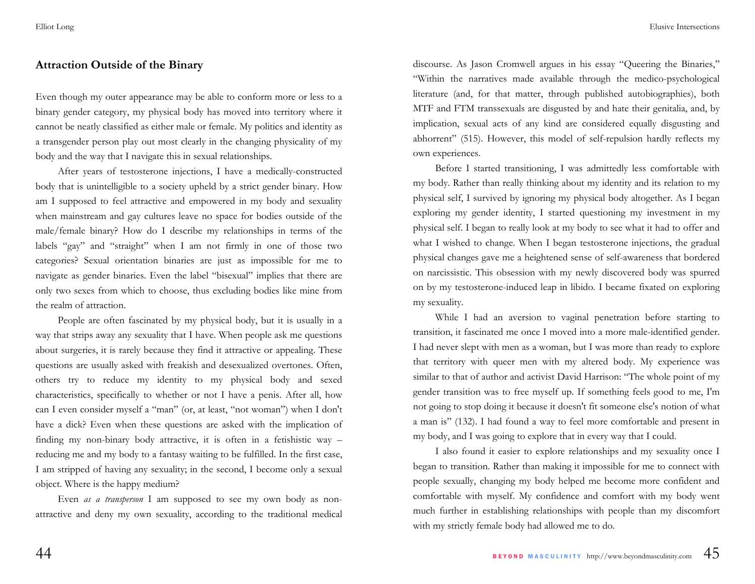## Attraction Outside of the Binary

Even though my outer appearance may be able to conform more or less to a binary gender category, my physical body has moved into territory where it cannot be neatly classified as either male or female. My politics and identity as a transgender person play out most clearly in the changing physicality of my body and the way that I navigate this in sexual relationships.

After years of testosterone injections, I have a medically-constructed body that is unintelligible to a society upheld by a strict gender binary. How am I supposed to feel attractive and empowered in my body and sexuality when mainstream and gay cultures leave no space for bodies outside of the male/female binary? How do I describe my relationships in terms of the labels "gay" and "straight" when I am not firmly in one of those two categories? Sexual orientation binaries are just as impossible for me to navigate as gender binaries. Even the label "bisexual" implies that there are only two sexes from which to choose, thus excluding bodies like mine from the realm of attraction.

People are often fascinated by my physical body, but it is usually in a way that strips away any sexuality that I have. When people ask me questions about surgeries, it is rarely because they find it attractive or appealing. These questions are usually asked with freakish and desexualized overtones. Often, others try to reduce my identity to my physical body and sexed characteristics, specifically to whether or not I have a penis. After all, how can I even consider myself a "man" (or, at least, "not woman") when I don't have a dick? Even when these questions are asked with the implication of finding my non-binary body attractive, it is often in a fetishistic way – reducing me and my body to a fantasy waiting to be fulfilled. In the first case, I am stripped of having any sexuality; in the second, I become only a sexual object. Where is the happy medium?

Even *as a transperson* I am supposed to see my own body as non-attractive and deny my own sexuality, according to the traditional medical discourse. As Jason Cromwell argues in his essay "Queering the Binaries," "Within the narratives made available through the medico-psychological literature (and, for that matter, through published autobiographies), both MTF and FTM transsexuals are disgusted by and hate their genitalia, and, by implication, sexual acts of any kind are considered equally disgusting and abhorrent" (515). However, this model of self-repulsion hardly reflects my own experiences.

Before I started transitioning, I was admittedly less comfortable with my body. Rather than really thinking about my identity and its relation to my physical self, I survived by ignoring my physical body altogether. As I began exploring my gender identity, I started questioning my investment in my physical self. I began to really look at my body to see what it had to offer and what I wished to change. When I began testosterone injections, the gradual physical changes gave me a heightened sense of self-awareness that bordered on narcissistic. This obsession with my newly discovered body was spurred on by my testosterone-induced leap in libido. I became fixated on exploring my sexuality.

While I had an aversion to vaginal penetration before starting to transition, it fascinated me once I moved into a more male-identified gender. I had never slept with men as a woman, but I was more than ready to explore that territory with queer men with my altered body. My experience was similar to that of author and activist David Harrison: "The whole point of my gender transition was to free myself up. If something feels good to me, I'm not going to stop doing it because it doesn't fit someone else's notion of what a man is" (132). I had found a way to feel more comfortable and present in my body, and I was going to explore that in every way that I could.

I also found it easier to explore relationships and my sexuality once I began to transition. Rather than making it impossible for me to connect with people sexually, changing my body helped me become more confident and comfortable with myself. My confidence and comfort with my body went much further in establishing relationships with people than my discomfort with my strictly female body had allowed me to do.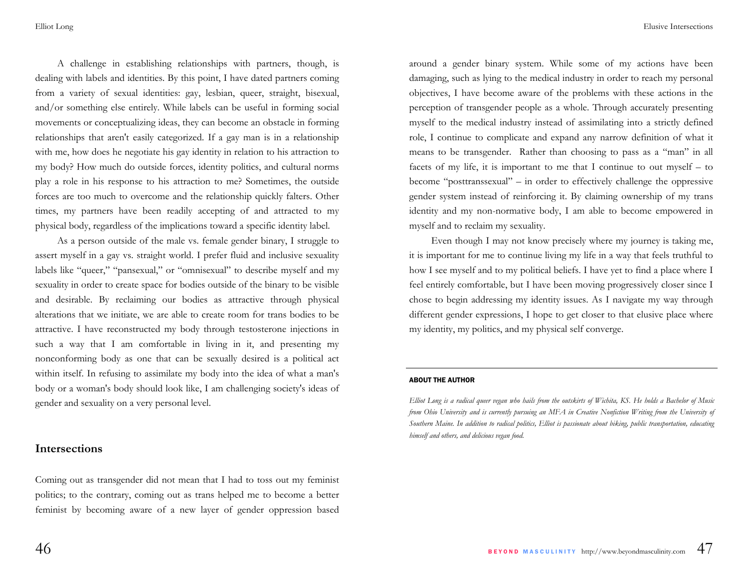A challenge in establishing relationships with partners, though, is dealing with labels and identities. By this point, I have dated partners coming from a variety of sexual identities: gay, lesbian, queer, straight, bisexual, and/or something else entirely. While labels can be useful in forming social movements or conceptualizing ideas, they can become an obstacle in forming relationships that aren't easily categorized. If a gay man is in a relationship with me, how does he negotiate his gay identity in relation to his attraction to my body? How much do outside forces, identity politics, and cultural norms play a role in his response to his attraction to me? Sometimes, the outside forces are too much to overcome and the relationship quickly falters. Other times, my partners have been readily accepting of and attracted to my physical body, regardless of the implications toward a specific identity label.

As a person outside of the male vs. female gender binary, I struggle to assert myself in a gay vs. straight world. I prefer fluid and inclusive sexuality labels like "queer," "pansexual," or "omnisexual" to describe myself and my sexuality in order to create space for bodies outside of the binary to be visible and desirable. By reclaiming our bodies as attractive through physical alterations that we initiate, we are able to create room for trans bodies to be attractive. I have reconstructed my body through testosterone injections in such a way that I am comfortable in living in it, and presenting my nonconforming body as one that can be sexually desired is a political act within itself. In refusing to assimilate my body into the idea of what a man's body or a woman's body should look like, I am challenging society's ideas of gender and sexuality on a very personal level.

## Intersections

Coming out as transgender did not mean that I had to toss out my feminist politics; to the contrary, coming out as trans helped me to become a better feminist by becoming aware of a new layer of gender oppression based around a gender binary system. While some of my actions have been damaging, such as lying to the medical industry in order to reach my personal objectives, I have become aware of the problems with these actions in the perception of transgender people as a whole. Through accurately presenting myself to the medical industry instead of assimilating into a strictly defined role, I continue to complicate and expand any narrow definition of what it means to be transgender. Rather than choosing to pass as a "man" in all facets of my life, it is important to me that I continue to out myself – to become "posttranssexual" – in order to effectively challenge the oppressive gender system instead of reinforcing it. By claiming ownership of my trans identity and my non-normative body, I am able to become empowered in myself and to reclaim my sexuality.

Even though I may not know precisely where my journey is taking me, it is important for me to continue living my life in a way that feels truthful to how I see myself and to my political beliefs. I have yet to find a place where I feel entirely comfortable, but I have been moving progressively closer since I chose to begin addressing my identity issues. As I navigate my way through different gender expressions, I hope to get closer to that elusive place where my identity, my politics, and my physical self converge.

---

**ABOUT THE AUTHOR**

*Elliot Long is a radical queer vegan who hails from the outskirts of Wichita, KS. He holds a Bachelor of Music from Ohio University and is currently pursuing an MFA in Creative Nonfiction Writing from the University of Southern Maine. In addition to radical politics, Elliot is passionate about biking, public transportation, educating himself and others, and delicious vegan food.*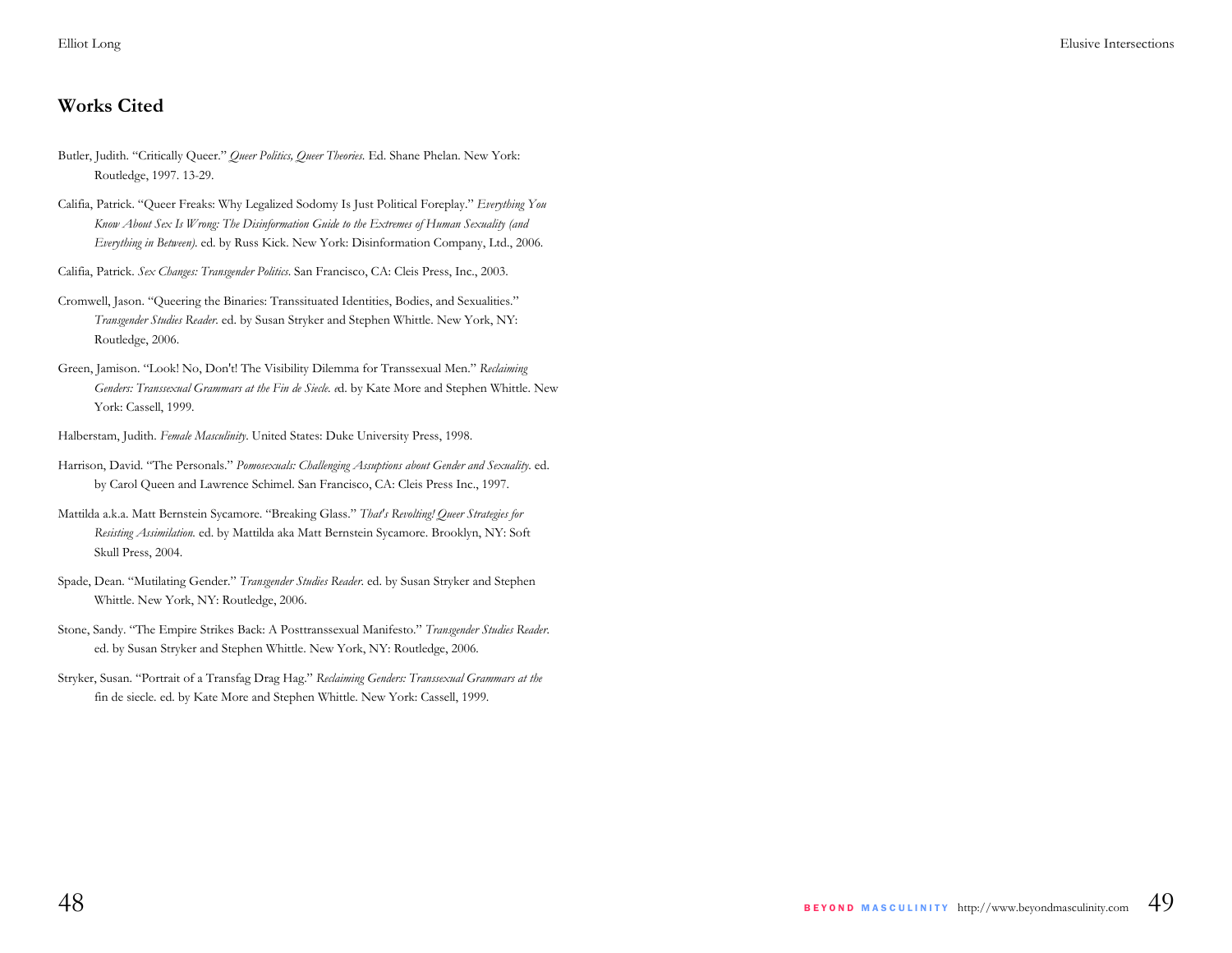## Works Cited

Butler, Judith. "Critically Queer." *Queer Politics, Queer Theories.* Ed. Shane Phelan. New York: Routledge, 1997. 13-29.

Califia, Patrick. "Queer Freaks: Why Legalized Sodomy Is Just Political Foreplay." *Everything You Know About Sex Is Wrong: The Disinformation Guide to the Extremes of Human Sexuality (and Everything in Between).* ed. by Russ Kick. New York: Disinformation Company, Ltd., 2006.

Califia, Patrick. *Sex Changes: Transgender Politics.* San Francisco, CA: Cleis Press, Inc., 2003.

Cromwell, Jason. "Queering the Binaries: Transsituated Identities, Bodies, and Sexualities." *Transgender Studies Reader.* ed. by Susan Stryker and Stephen Whittle. New York, NY: Routledge, 2006.

Green, Jamison. "Look! No, Don't! The Visibility Dilemma for Transsexual Men." *Reclaiming Genders: Transsexual Grammars at the Fin de Siecle.* ed. by Kate More and Stephen Whittle. New York: Cassell, 1999.

Halberstam, Judith. *Female Masculinity*. United States: Duke University Press, 1998.

Harrison, David. "The Personals." *Pomosexuals: Challenging Assuptions about Gender and Sexuality.* ed. by Carol Queen and Lawrence Schimel. San Francisco, CA: Cleis Press Inc., 1997.

Mattilda a.k.a. Matt Bernstein Sycamore. "Breaking Glass." *That's Revolting! Queer Strategies for Resisting Assimilation.* ed. by Mattilda aka Matt Bernstein Sycamore. Brooklyn, NY: Soft Skull Press, 2004.

Spade, Dean. "Mutilating Gender." *Transgender Studies Reader.* ed. by Susan Stryker and Stephen Whittle. New York, NY: Routledge, 2006.

Stone, Sandy. "The Empire Strikes Back: A Posttranssexual Manifesto." *Transgender Studies Reader.* ed. by Susan Stryker and Stephen Whittle. New York, NY: Routledge, 2006.

Stryker, Susan. "Portrait of a Transfag Drag Hag." *Reclaiming Genders: Transsexual Grammars at the* fin de siecle. ed. by Kate More and Stephen Whittle. New York: Cassell, 1999.